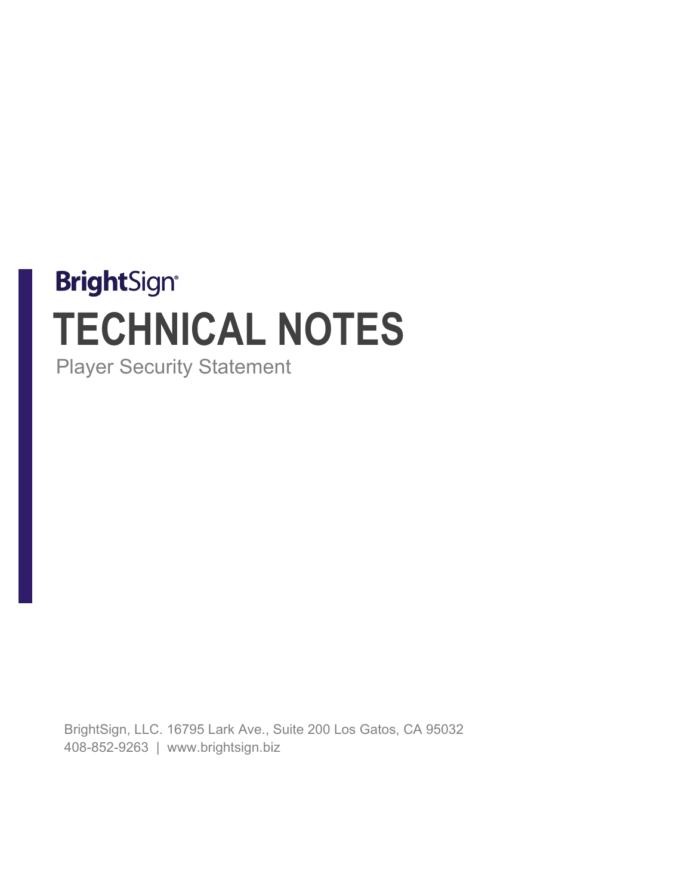BrightSign®

# TECHNICAL NOTES

Player Security Statement

BrightSign, LLC. 16795 Lark Ave., Suite 200 Los Gatos, CA 95032
408-852-9263 | www.brightsign.biz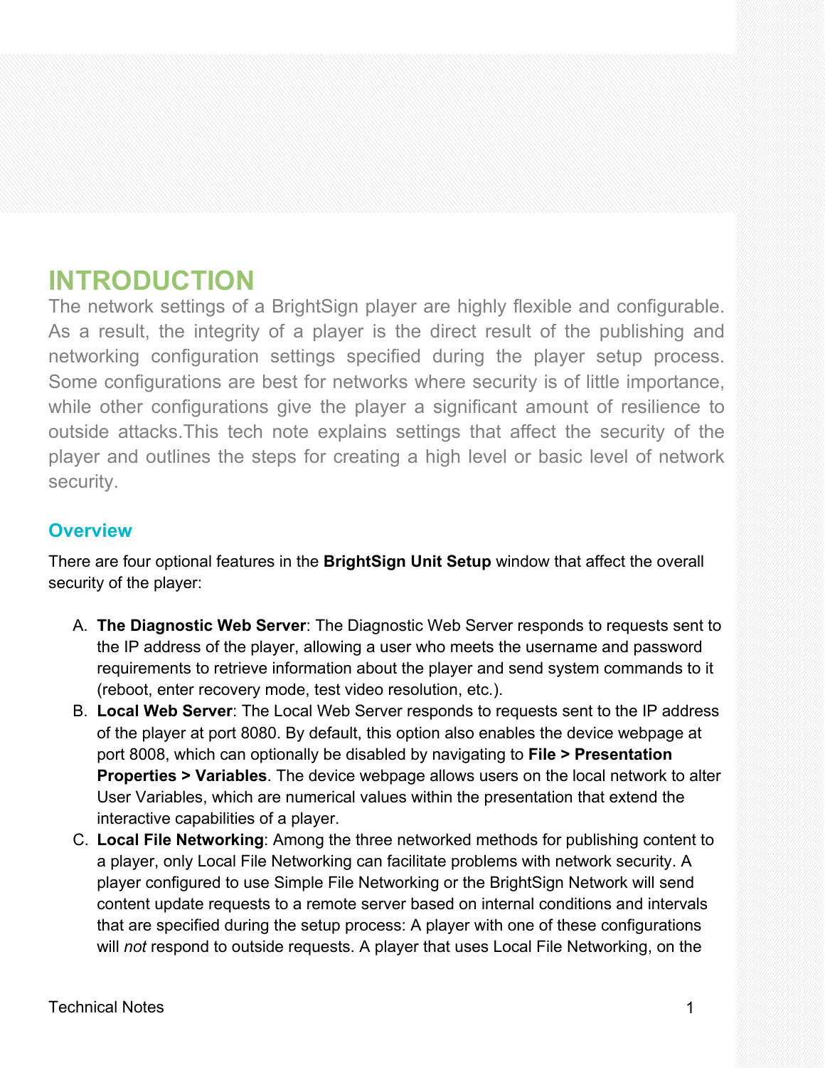# INTRODUCTION

The network settings of a BrightSign player are highly flexible and configurable. As a result, the integrity of a player is the direct result of the publishing and networking configuration settings specified during the player setup process. Some configurations are best for networks where security is of little importance, while other configurations give the player a significant amount of resilience to outside attacks.This tech note explains settings that affect the security of the player and outlines the steps for creating a high level or basic level of network security.

## Overview

There are four optional features in the **BrightSign Unit Setup** window that affect the overall security of the player:

A. **The Diagnostic Web Server**: The Diagnostic Web Server responds to requests sent to the IP address of the player, allowing a user who meets the username and password requirements to retrieve information about the player and send system commands to it (reboot, enter recovery mode, test video resolution, etc.).

B. **Local Web Server**: The Local Web Server responds to requests sent to the IP address of the player at port 8080. By default, this option also enables the device webpage at port 8008, which can optionally be disabled by navigating to **File > Presentation Properties > Variables**. The device webpage allows users on the local network to alter User Variables, which are numerical values within the presentation that extend the interactive capabilities of a player.

C. **Local File Networking**: Among the three networked methods for publishing content to a player, only Local File Networking can facilitate problems with network security. A player configured to use Simple File Networking or the BrightSign Network will send content update requests to a remote server based on internal conditions and intervals that are specified during the setup process: A player with one of these configurations will *not* respond to outside requests. A player that uses Local File Networking, on the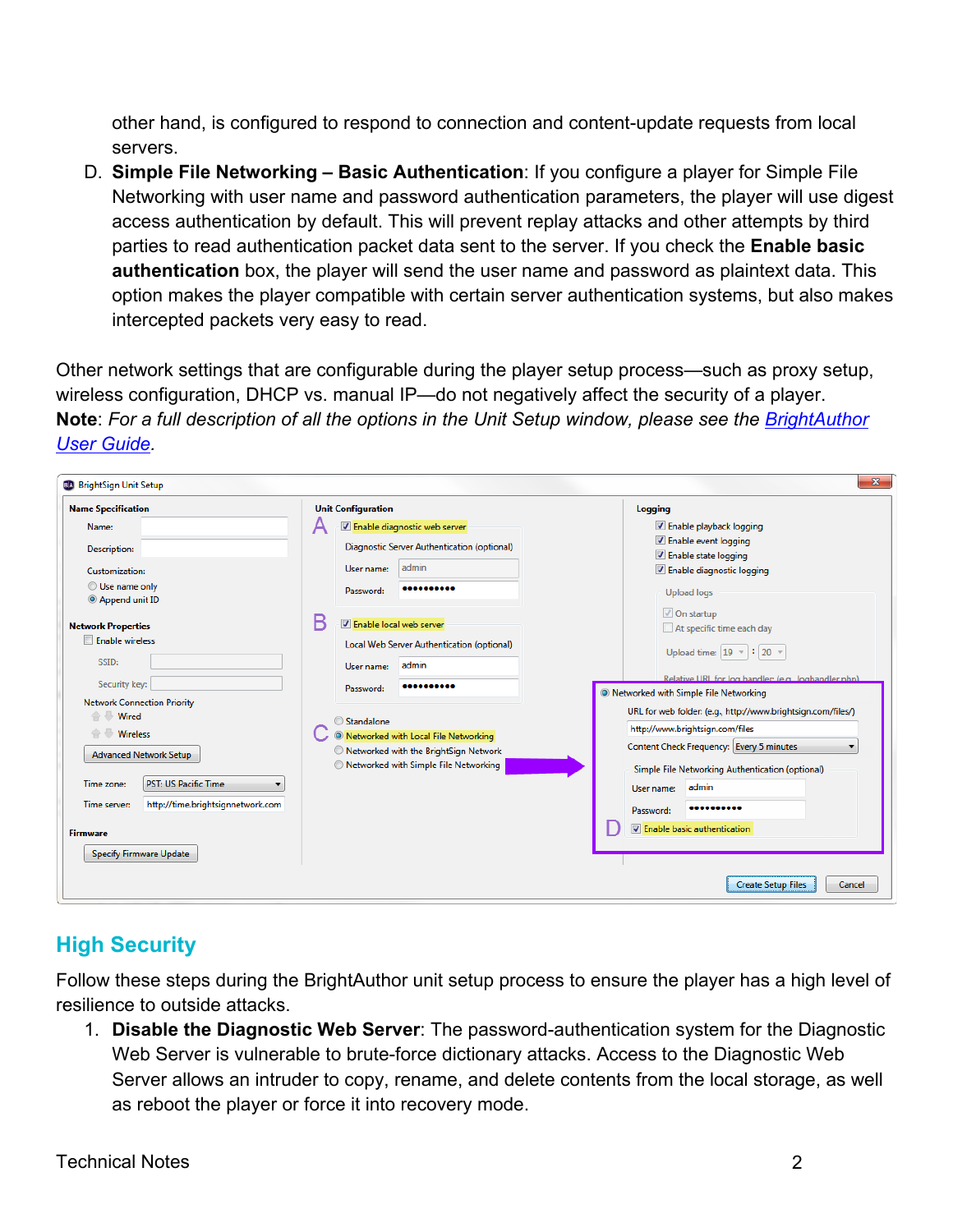other hand, is configured to respond to connection and content-update requests from local servers.

D. **Simple File Networking – Basic Authentication**: If you configure a player for Simple File Networking with user name and password authentication parameters, the player will use digest access authentication by default. This will prevent replay attacks and other attempts by third parties to read authentication packet data sent to the server. If you check the **Enable basic authentication** box, the player will send the user name and password as plaintext data. This option makes the player compatible with certain server authentication systems, but also makes intercepted packets very easy to read.

Other network settings that are configurable during the player setup process—such as proxy setup, wireless configuration, DHCP vs. manual IP—do not negatively affect the security of a player.

**Note**: *For a full description of all the options in the Unit Setup window, please see the [BrightAuthor User Guide](BrightAuthor User Guide).*

## High Security

Follow these steps during the BrightAuthor unit setup process to ensure the player has a high level of resilience to outside attacks.

1. **Disable the Diagnostic Web Server**: The password-authentication system for the Diagnostic Web Server is vulnerable to brute-force dictionary attacks. Access to the Diagnostic Web Server allows an intruder to copy, rename, and delete contents from the local storage, as well as reboot the player or force it into recovery mode.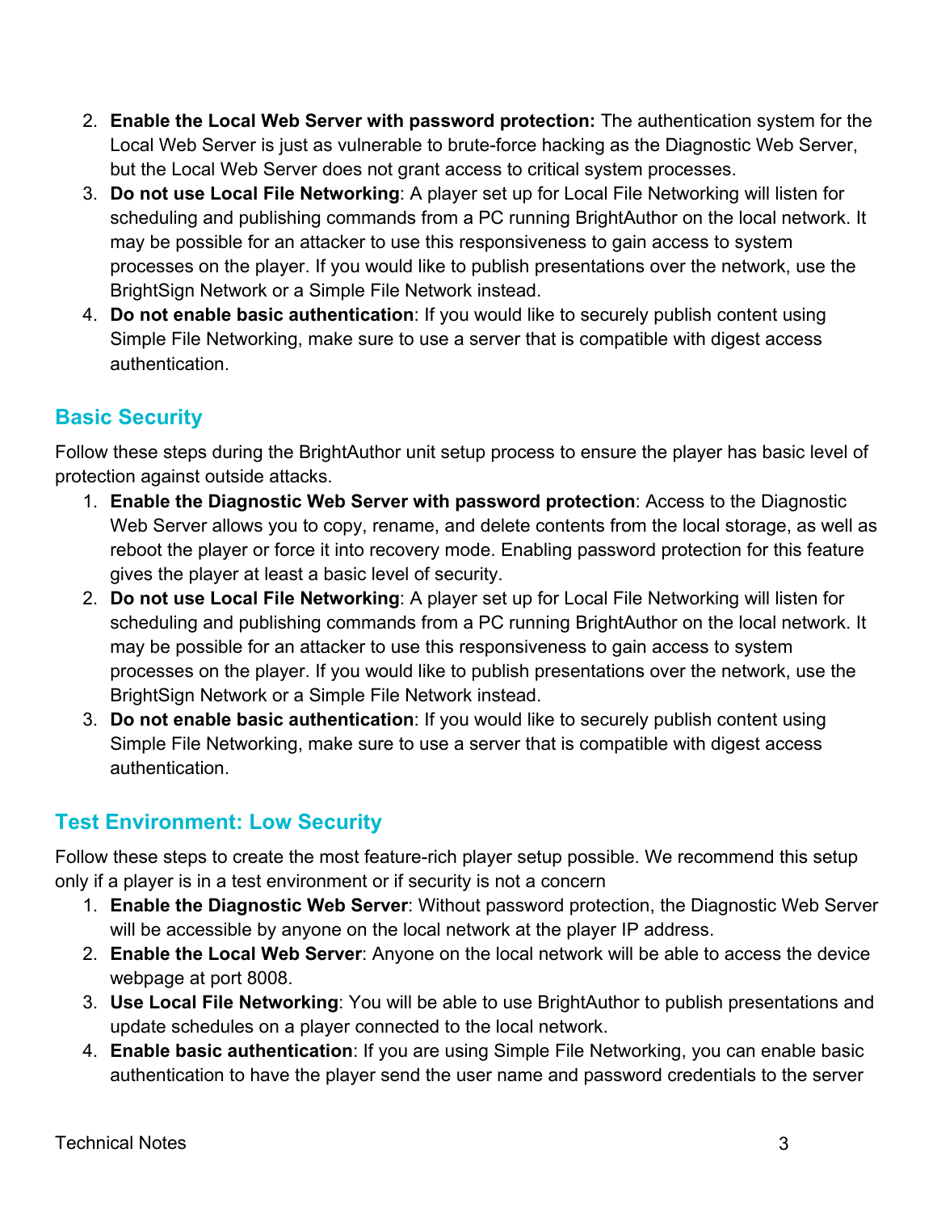2. **Enable the Local Web Server with password protection:** The authentication system for the Local Web Server is just as vulnerable to brute-force hacking as the Diagnostic Web Server, but the Local Web Server does not grant access to critical system processes.
3. **Do not use Local File Networking**: A player set up for Local File Networking will listen for scheduling and publishing commands from a PC running BrightAuthor on the local network. It may be possible for an attacker to use this responsiveness to gain access to system processes on the player. If you would like to publish presentations over the network, use the BrightSign Network or a Simple File Network instead.
4. **Do not enable basic authentication**: If you would like to securely publish content using Simple File Networking, make sure to use a server that is compatible with digest access authentication.

## Basic Security

Follow these steps during the BrightAuthor unit setup process to ensure the player has basic level of protection against outside attacks.

1. **Enable the Diagnostic Web Server with password protection**: Access to the Diagnostic Web Server allows you to copy, rename, and delete contents from the local storage, as well as reboot the player or force it into recovery mode. Enabling password protection for this feature gives the player at least a basic level of security.
2. **Do not use Local File Networking**: A player set up for Local File Networking will listen for scheduling and publishing commands from a PC running BrightAuthor on the local network. It may be possible for an attacker to use this responsiveness to gain access to system processes on the player. If you would like to publish presentations over the network, use the BrightSign Network or a Simple File Network instead.
3. **Do not enable basic authentication**: If you would like to securely publish content using Simple File Networking, make sure to use a server that is compatible with digest access authentication.

## Test Environment: Low Security

Follow these steps to create the most feature-rich player setup possible. We recommend this setup only if a player is in a test environment or if security is not a concern

1. **Enable the Diagnostic Web Server**: Without password protection, the Diagnostic Web Server will be accessible by anyone on the local network at the player IP address.
2. **Enable the Local Web Server**: Anyone on the local network will be able to access the device webpage at port 8008.
3. **Use Local File Networking**: You will be able to use BrightAuthor to publish presentations and update schedules on a player connected to the local network.
4. **Enable basic authentication**: If you are using Simple File Networking, you can enable basic authentication to have the player send the user name and password credentials to the server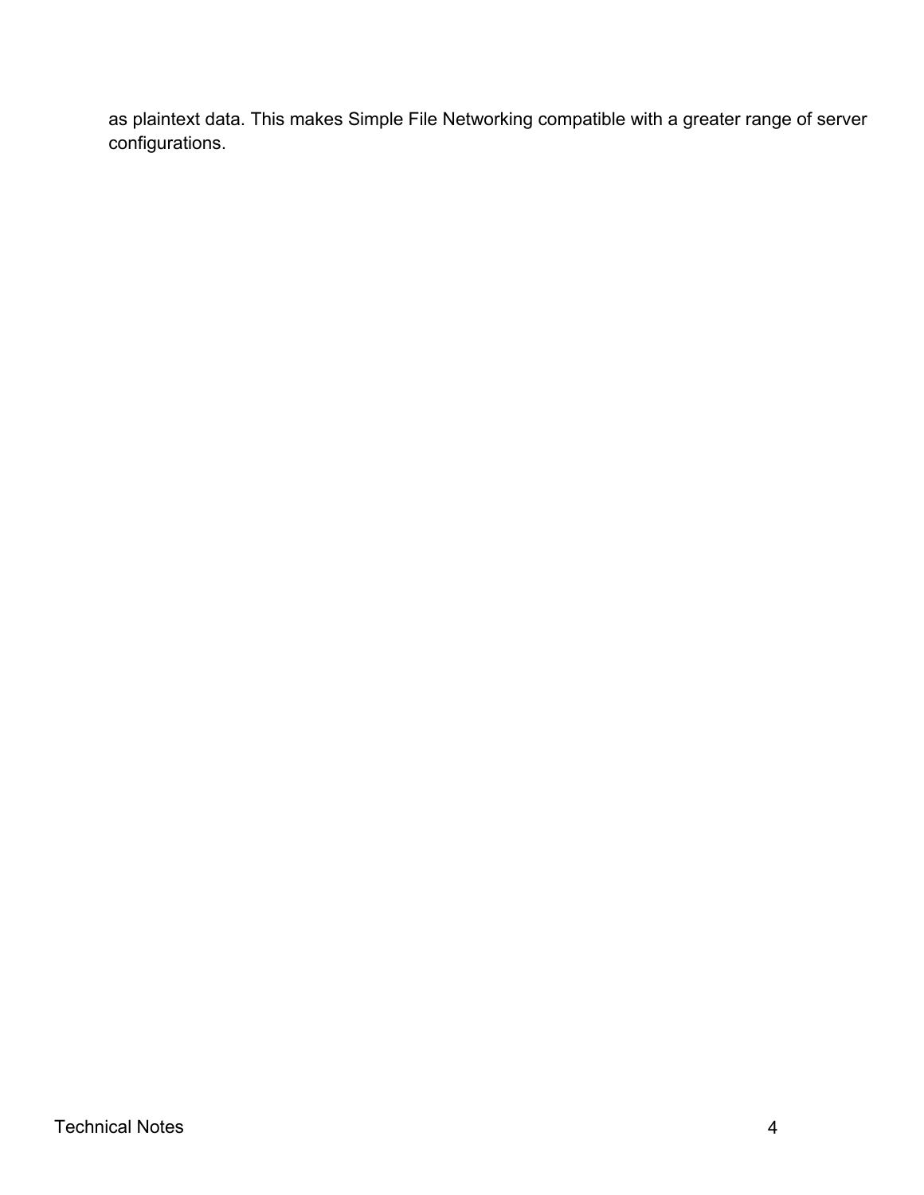as plaintext data. This makes Simple File Networking compatible with a greater range of server configurations.